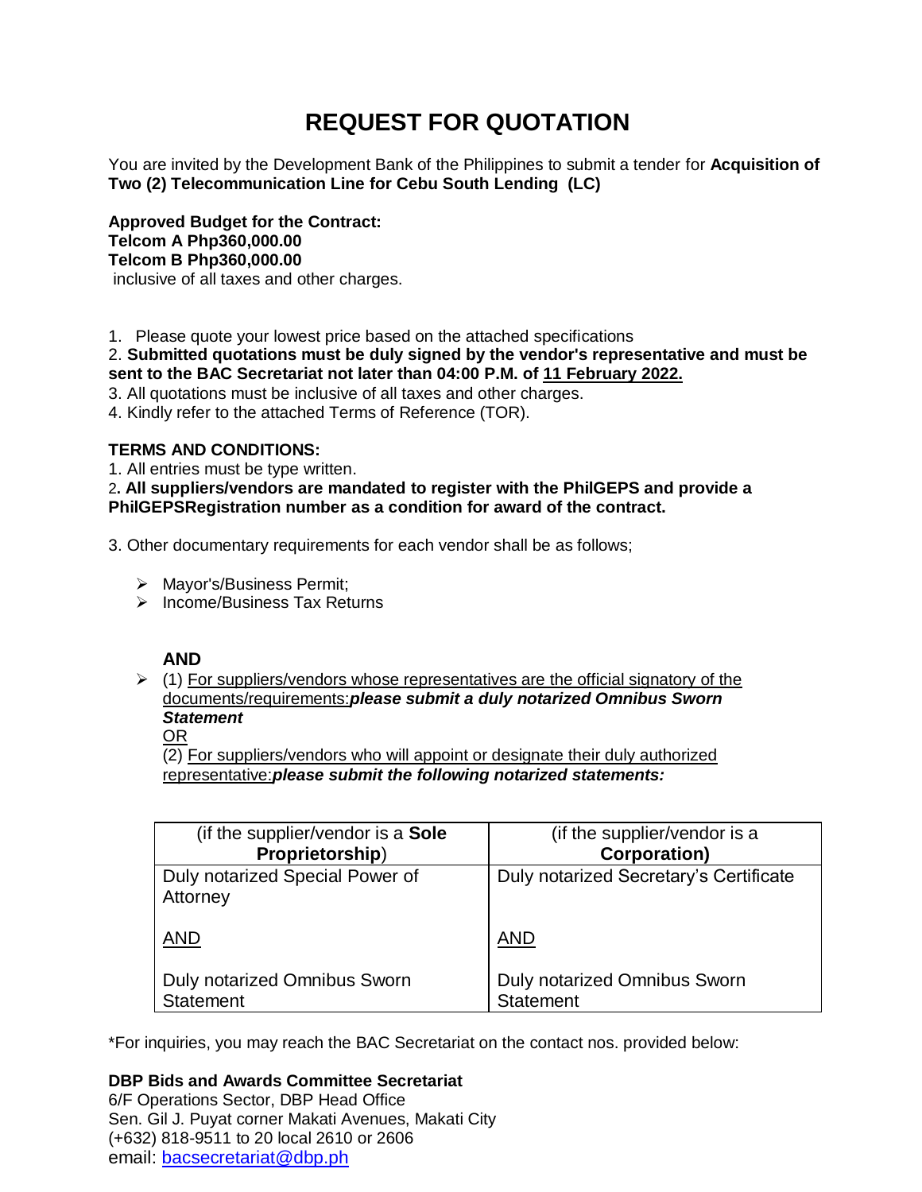# REQUEST FOR QUOTATION

You are invited by the Development Bank of the Philippines to submit a tender for **Acquisition of Two (2) Telecommunication Line for Cebu South Lending (LC)**

**Approved Budget for the Contract:**
**Telcom A Php360,000.00**
**Telcom B Php360,000.00**
inclusive of all taxes and other charges.

1. Please quote your lowest price based on the attached specifications
2. **Submitted quotations must be duly signed by the vendor's representative and must be sent to the BAC Secretariat not later than 04:00 P.M. of <u>11 February 2022.</u>**
3. All quotations must be inclusive of all taxes and other charges.
4. Kindly refer to the attached Terms of Reference (TOR).

**TERMS AND CONDITIONS:**

1. All entries must be type written.
2. **All suppliers/vendors are mandated to register with the PhilGEPS and provide a PhilGEPSRegistration number as a condition for award of the contract.**
3. Other documentary requirements for each vendor shall be as follows;

- Mayor's/Business Permit;
- Income/Business Tax Returns

**AND**

- (1) <u>For suppliers/vendors whose representatives are the official signatory of the documents/requirements:</u>***please submit a duly notarized Omnibus Sworn Statement***
  <u>OR</u>
  (2) <u>For suppliers/vendors who will appoint or designate their duly authorized representative:</u>***please submit the following notarized statements:***

| (if the supplier/vendor is a **Sole Proprietorship**) | (if the supplier/vendor is a **Corporation)** |
|---|---|
| Duly notarized Special Power of Attorney<br><br><u>AND</u><br><br>Duly notarized Omnibus Sworn Statement | Duly notarized Secretary's Certificate<br><br><u>AND</u><br><br>Duly notarized Omnibus Sworn Statement |

*For inquiries, you may reach the BAC Secretariat on the contact nos. provided below:

**DBP Bids and Awards Committee Secretariat**
6/F Operations Sector, DBP Head Office
Sen. Gil J. Puyat corner Makati Avenues, Makati City
(+632) 818-9511 to 20 local 2610 or 2606
email: bacsecretariat@dbp.ph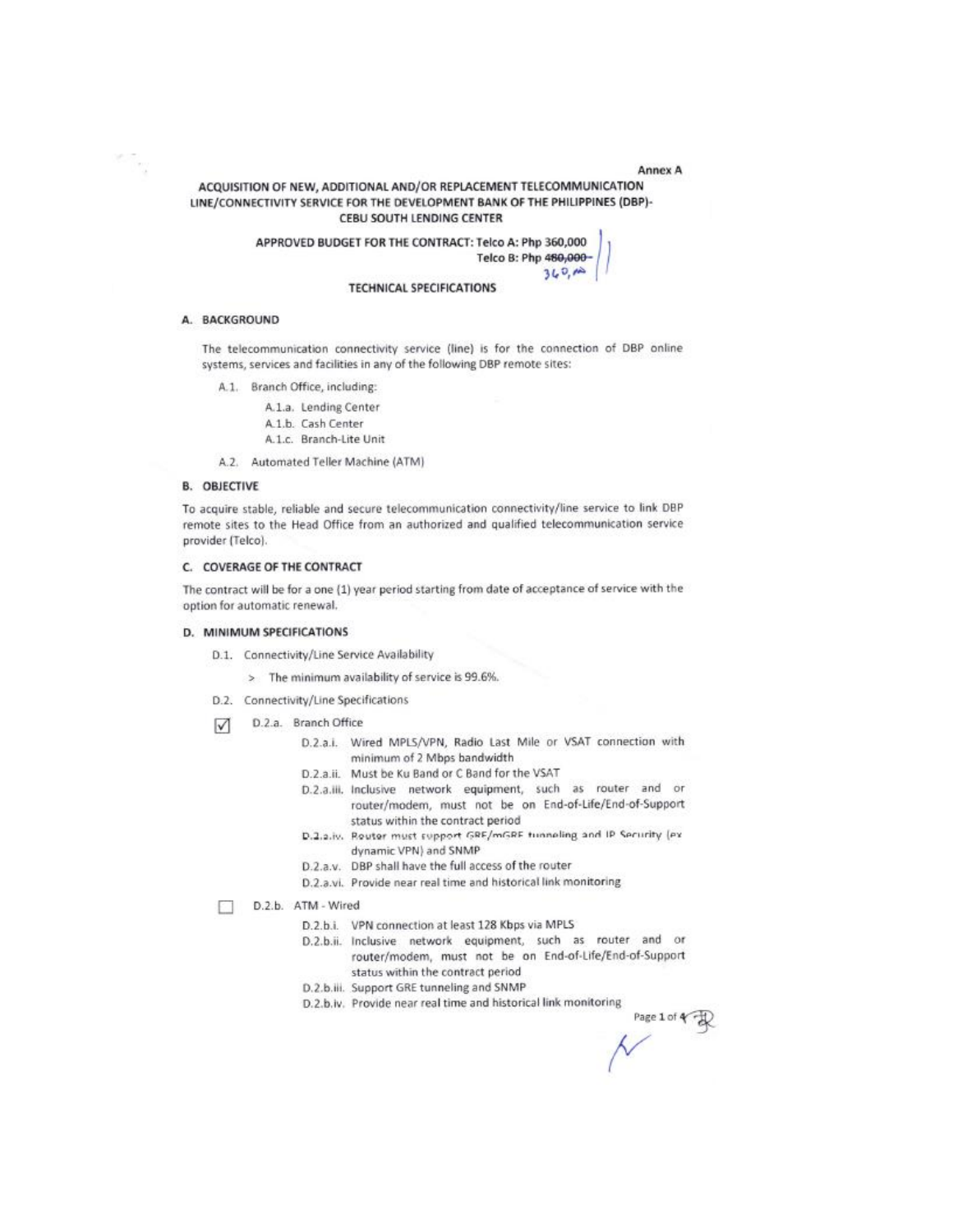Annex A

# ACQUISITION OF NEW, ADDITIONAL AND/OR REPLACEMENT TELECOMMUNICATION LINE/CONNECTIVITY SERVICE FOR THE DEVELOPMENT BANK OF THE PHILIPPINES (DBP)-CEBU SOUTH LENDING CENTER

**APPROVED BUDGET FOR THE CONTRACT: Telco A: Php 360,000**
**Telco B: Php ~~480,000~~ 360,000**

## TECHNICAL SPECIFICATIONS

### A. BACKGROUND

The telecommunication connectivity service (line) is for the connection of DBP online systems, services and facilities in any of the following DBP remote sites:

- A.1. Branch Office, including:
  - A.1.a. Lending Center
  - A.1.b. Cash Center
  - A.1.c. Branch-Lite Unit
- A.2. Automated Teller Machine (ATM)

### B. OBJECTIVE

To acquire stable, reliable and secure telecommunication connectivity/line service to link DBP remote sites to the Head Office from an authorized and qualified telecommunication service provider (Telco).

### C. COVERAGE OF THE CONTRACT

The contract will be for a one (1) year period starting from date of acceptance of service with the option for automatic renewal.

### D. MINIMUM SPECIFICATIONS

- D.1. Connectivity/Line Service Availability
  - > The minimum availability of service is 99.6%.
- D.2. Connectivity/Line Specifications

☑ D.2.a. Branch Office

- D.2.a.i. Wired MPLS/VPN, Radio Last Mile or VSAT connection with minimum of 2 Mbps bandwidth
- D.2.a.ii. Must be Ku Band or C Band for the VSAT
- D.2.a.iii. Inclusive network equipment, such as router and or router/modem, must not be on End-of-Life/End-of-Support status within the contract period
- D.2.a.iv. Router must support GRE/mGRE tunneling and IP Security (ex dynamic VPN) and SNMP
- D.2.a.v. DBP shall have the full access of the router
- D.2.a.vi. Provide near real time and historical link monitoring

☐ D.2.b. ATM - Wired

- D.2.b.i. VPN connection at least 128 Kbps via MPLS
- D.2.b.ii. Inclusive network equipment, such as router and or router/modem, must not be on End-of-Life/End-of-Support status within the contract period
- D.2.b.iii. Support GRE tunneling and SNMP
- D.2.b.iv. Provide near real time and historical link monitoring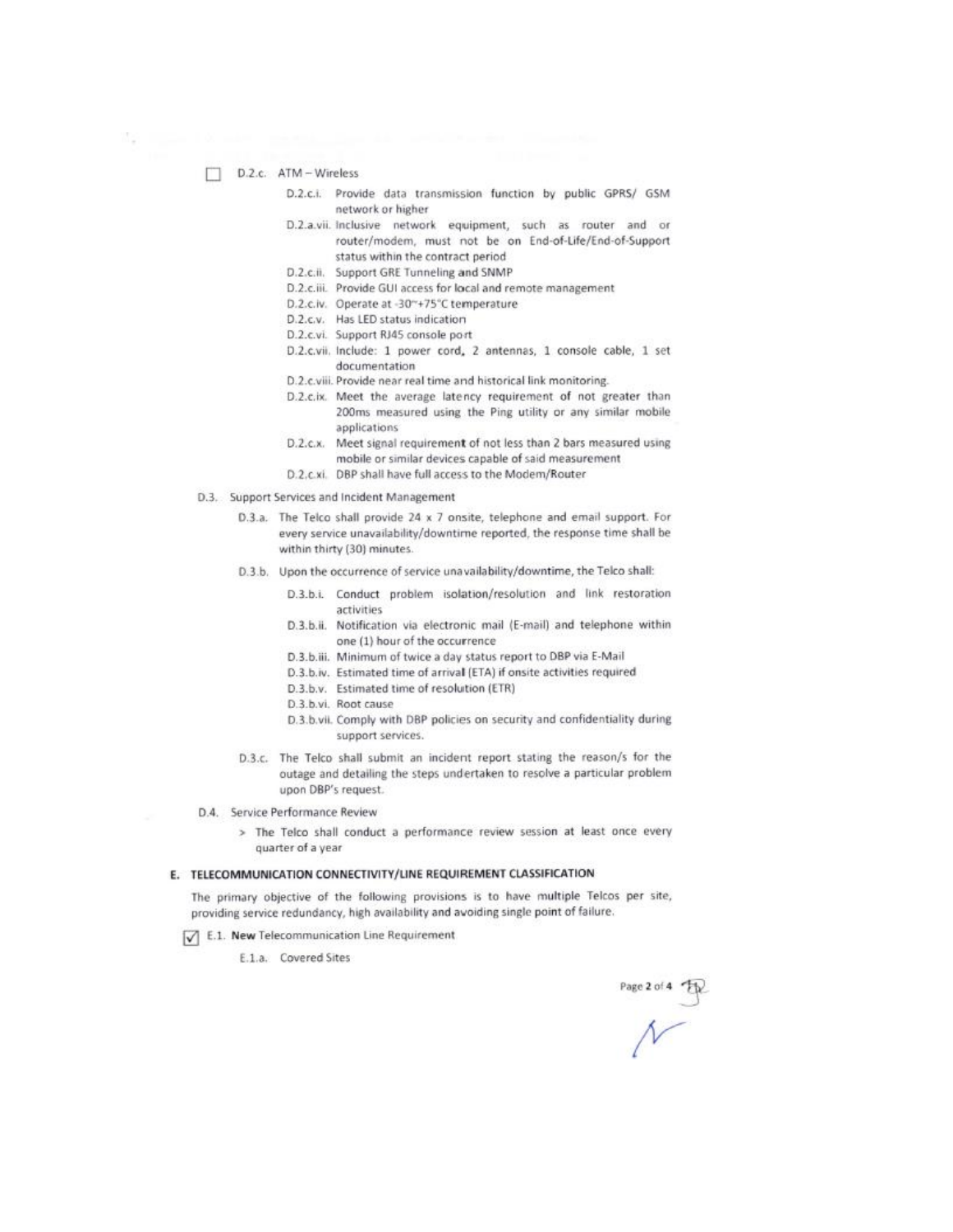☐ D.2.c. ATM – Wireless

- D.2.c.i. Provide data transmission function by public GPRS/ GSM network or higher
- D.2.a.vii. Inclusive network equipment, such as router and or router/modem, must not be on End-of-Life/End-of-Support status within the contract period
- D.2.c.ii. Support GRE Tunneling and SNMP
- D.2.c.iii. Provide GUI access for local and remote management
- D.2.c.iv. Operate at -30~+75°C temperature
- D.2.c.v. Has LED status indication
- D.2.c.vi. Support RJ45 console port
- D.2.c.vii. Include: 1 power cord, 2 antennas, 1 console cable, 1 set documentation
- D.2.c.viii. Provide near real time and historical link monitoring.
- D.2.c.ix. Meet the average latency requirement of not greater than 200ms measured using the Ping utility or any similar mobile applications
- D.2.c.x. Meet signal requirement of not less than 2 bars measured using mobile or similar devices capable of said measurement
- D.2.c.xi. DBP shall have full access to the Modem/Router

D.3. Support Services and Incident Management

- D.3.a. The Telco shall provide 24 x 7 onsite, telephone and email support. For every service unavailability/downtime reported, the response time shall be within thirty (30) minutes.
- D.3.b. Upon the occurrence of service unavailability/downtime, the Telco shall:
  - D.3.b.i. Conduct problem isolation/resolution and link restoration activities
  - D.3.b.ii. Notification via electronic mail (E-mail) and telephone within one (1) hour of the occurrence
  - D.3.b.iii. Minimum of twice a day status report to DBP via E-Mail
  - D.3.b.iv. Estimated time of arrival (ETA) if onsite activities required
  - D.3.b.v. Estimated time of resolution (ETR)
  - D.3.b.vi. Root cause
  - D.3.b.vii. Comply with DBP policies on security and confidentiality during support services.
- D.3.c. The Telco shall submit an incident report stating the reason/s for the outage and detailing the steps undertaken to resolve a particular problem upon DBP's request.

D.4. Service Performance Review

> The Telco shall conduct a performance review session at least once every quarter of a year

## E. TELECOMMUNICATION CONNECTIVITY/LINE REQUIREMENT CLASSIFICATION

The primary objective of the following provisions is to have multiple Telcos per site, providing service redundancy, high availability and avoiding single point of failure.

☑ E.1. **New** Telecommunication Line Requirement

- E.1.a. Covered Sites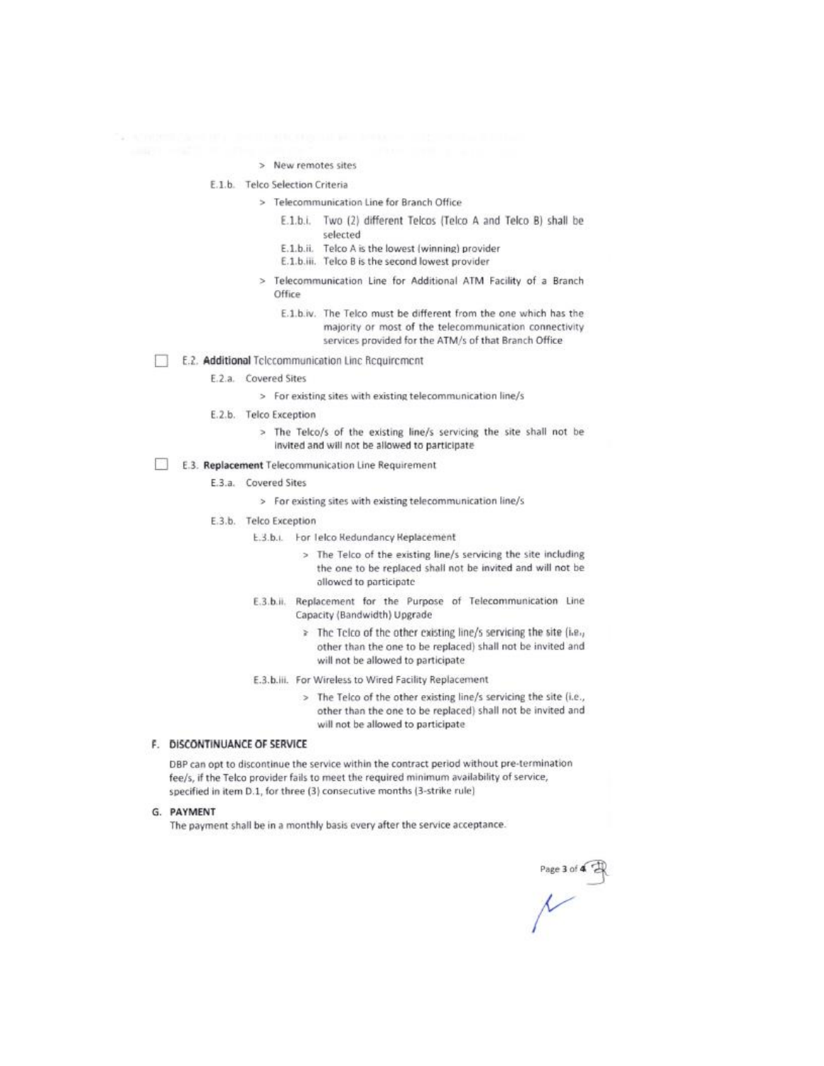> New remotes sites

E.1.b. Telco Selection Criteria

> Telecommunication Line for Branch Office

E.1.b.i. Two (2) different Telcos (Telco A and Telco B) shall be selected

E.1.b.ii. Telco A is the lowest (winning) provider

E.1.b.iii. Telco B is the second lowest provider

> Telecommunication Line for Additional ATM Facility of a Branch Office

E.1.b.iv. The Telco must be different from the one which has the majority or most of the telecommunication connectivity services provided for the ATM/s of that Branch Office

☐ E.2. **Additional** Telecommunication Line Requirement

E.2.a. Covered Sites

> For existing sites with existing telecommunication line/s

E.2.b. Telco Exception

> The Telco/s of the existing line/s servicing the site shall not be invited and will not be allowed to participate

☐ E.3. **Replacement** Telecommunication Line Requirement

E.3.a. Covered Sites

> For existing sites with existing telecommunication line/s

E.3.b. Telco Exception

E.3.b.i. For Telco Redundancy Replacement

> The Telco of the existing line/s servicing the site including the one to be replaced shall not be invited and will not be allowed to participate

E.3.b.ii. Replacement for the Purpose of Telecommunication Line Capacity (Bandwidth) Upgrade

> The Telco of the other existing line/s servicing the site (i.e., other than the one to be replaced) shall not be invited and will not be allowed to participate

E.3.b.iii. For Wireless to Wired Facility Replacement

> The Telco of the other existing line/s servicing the site (i.e., other than the one to be replaced) shall not be invited and will not be allowed to participate

## F. DISCONTINUANCE OF SERVICE

DBP can opt to discontinue the service within the contract period without pre-termination fee/s, if the Telco provider fails to meet the required minimum availability of service, specified in item D.1, for three (3) consecutive months (3-strike rule)

## G. PAYMENT

The payment shall be in a monthly basis every after the service acceptance.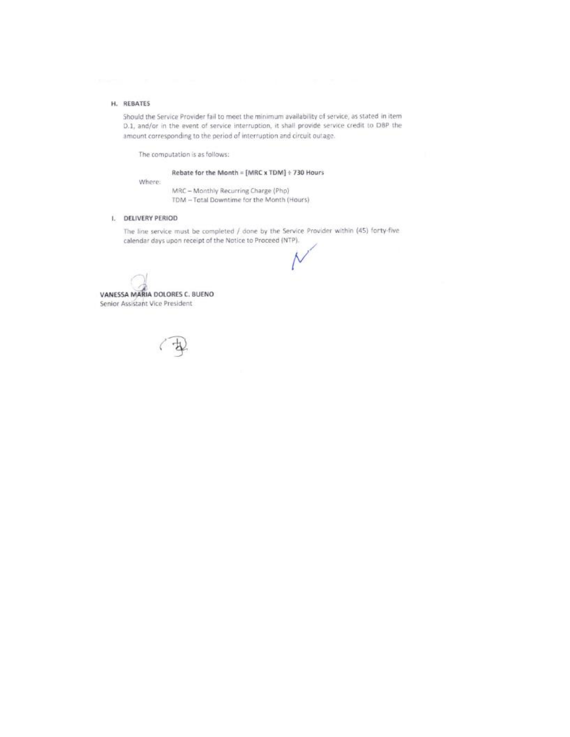### H. REBATES

Should the Service Provider fail to meet the minimum availability of service, as stated in item D.1, and/or in the event of service interruption, it shall provide service credit to DBP the amount corresponding to the period of interruption and circuit outage.

The computation is as follows:

**Rebate for the Month = [MRC x TDM] ÷ 730 Hours**

Where:

MRC – Monthly Recurring Charge (Php)
TDM – Total Downtime for the Month (Hours)

### I. DELIVERY PERIOD

The line service must be completed / done by the Service Provider within (45) forty-five calendar days upon receipt of the Notice to Proceed (NTP).

**VANESSA MARIA DOLORES C. BUENO**
Senior Assistant Vice President